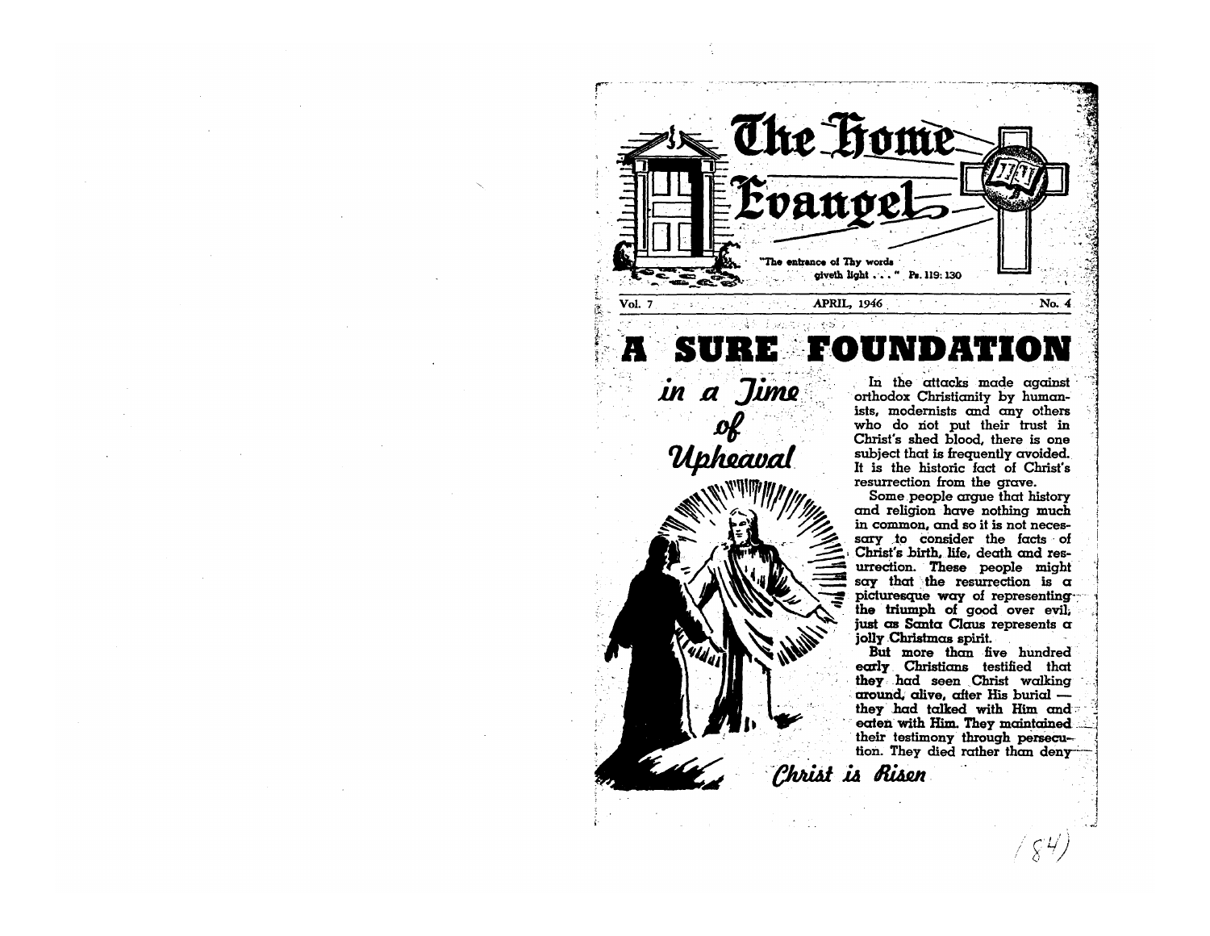# The Home Evangel

"The entrance of Thy words giveth light . . ." Ps. 119: 130

Vol. 7 APRIL, 1946 No. 4

# A SURE FOUNDATION

## *in a Time of Upheaval*

In the attacks made against orthodox Christianity by humanists, modernists and any others who do not put their trust in Christ's shed blood, there is one subject that is frequently avoided. It is the historic fact of Christ's resurrection from the grave.

Some people argue that history and religion have nothing much in common, and so it is not necessary to consider the facts of Christ's birth, life, death and resurrection. These people might say that the resurrection is a picturesque way of representing the triumph of good over evil, just as Santa Claus represents a jolly Christmas spirit.

But more than five hundred early Christians testified that they had seen Christ walking around, alive, after His burial — they had talked with Him and eaten with Him. They maintained their testimony through persecution. They died rather than deny

*Christ is Risen*

(84)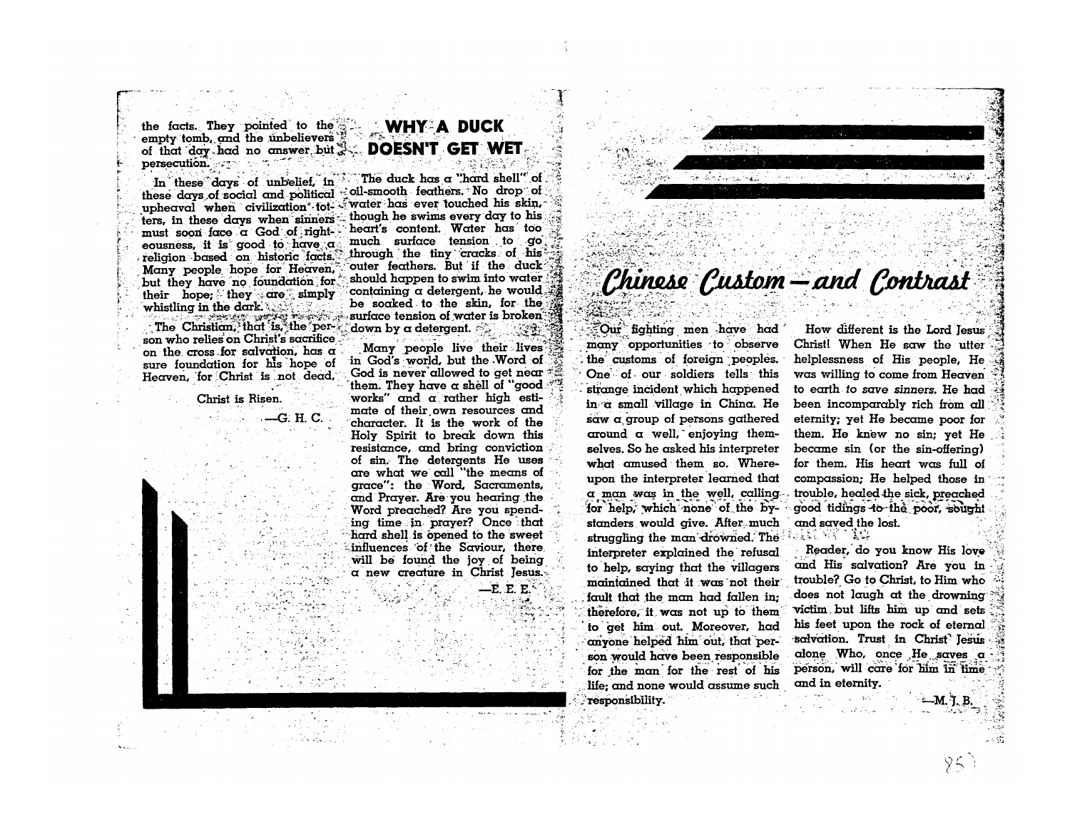the facts. They pointed to the empty tomb, and the unbelievers of that day had no answer, but persecution.

In these days of unbelief, in these days of social and political upheaval when civilization totters, in these days when sinners must soon face a God of righteousness, it is good to have a religion based on historic facts. Many people hope for Heaven, but they have no foundation for their hope; they are simply whistling in the dark.

The Christian, that is, the person who relies on Christ's sacrifice on the cross for salvation, has a sure foundation for his hope of Heaven, for Christ is not dead.

Christ is Risen.

—G. H. C.

## WHY A DUCK DOESN'T GET WET

The duck has a "hard shell" of oil-smooth feathers. No drop of water has ever touched his skin, though he swims every day to his heart's content. Water has too much surface tension to go through the tiny cracks of his outer feathers. But if the duck should happen to swim into water containing a detergent, he would be soaked to the skin, for the surface tension of water is broken down by a detergent.

Many people live their lives in God's world, but the Word of God is never allowed to get near them. They have a shell of "good works" and a rather high estimate of their own resources and character. It is the work of the Holy Spirit to break down this resistance, and bring conviction of sin. The detergents He uses are what we call "the means of grace": the Word, Sacraments, and Prayer. Are you hearing the Word preached? Are you spending time in prayer? Once that hard shell is opened to the sweet influences of the Saviour, there will be found the joy of being a new creature in Christ Jesus.

—E. E. E.

## *Chinese Custom—and Contrast*

Our fighting men have had many opportunities to observe the customs of foreign peoples. One of our soldiers tells this strange incident which happened in a small village in China. He saw a group of persons gathered around a well, enjoying themselves. So he asked his interpreter what amused them so. Whereupon the interpreter learned that a man was in the well, calling for help, which none of the bystanders would give. After much struggling the man drowned. The interpreter explained the refusal to help, saying that the villagers maintained that it was not their fault that the man had fallen in; therefore, it was not up to them to get him out. Moreover, had anyone helped him out, that person would have been responsible for the man for the rest of his life; and none would assume such responsibility.

How different is the Lord Jesus Christ! When He saw the utter helplessness of His people, He was willing to come from Heaven to earth *to save sinners*. He had been incomparably rich from all eternity; yet He became poor for them. He knew no sin; yet He became sin (or the sin-offering) for them. His heart was full of compassion; He helped those in trouble, healed the sick, preached good tidings to the poor, sought and saved the lost.

Reader, do you know His love and His salvation? Are you in trouble? Go to Christ, to Him who does not laugh at the drowning victim but lifts him up and sets his feet upon the rock of eternal salvation. Trust in Christ Jesus alone Who, once He saves a person, will care for him in time and in eternity.

—M. J. B.